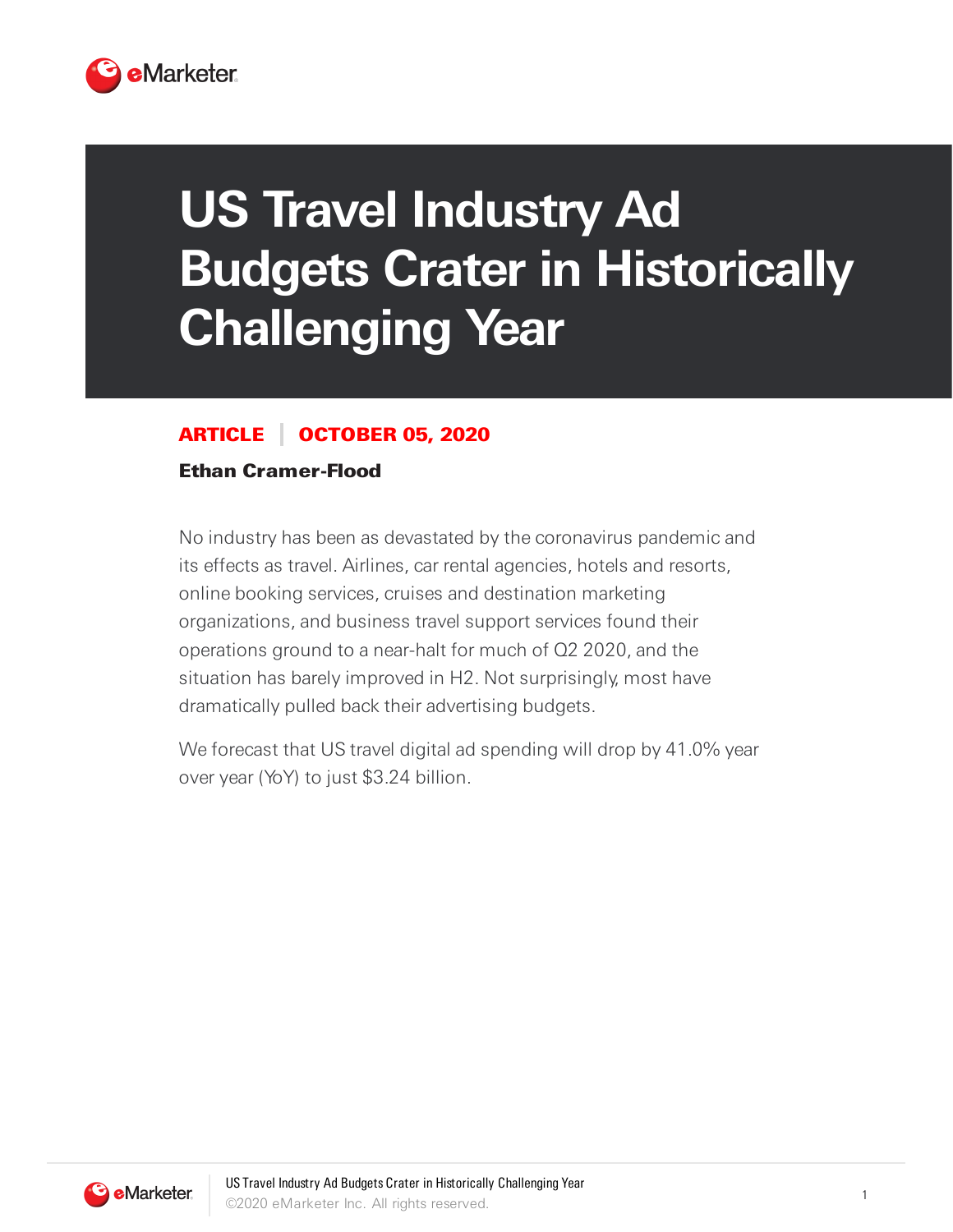# US Travel Industry Ad Budgets Crater in Historically Challenging Year

**ARTICLE | OCTOBER 05, 2020**

**Ethan Cramer-Flood**

No industry has been as devastated by the coronavirus pandemic and its effects as travel. Airlines, car rental agencies, hotels and resorts, online booking services, cruises and destination marketing organizations, and business travel support services found their operations ground to a near-halt for much of Q2 2020, and the situation has barely improved in H2. Not surprisingly, most have dramatically pulled back their advertising budgets.

We forecast that US travel digital ad spending will drop by 41.0% year over year (YoY) to just $3.24 billion.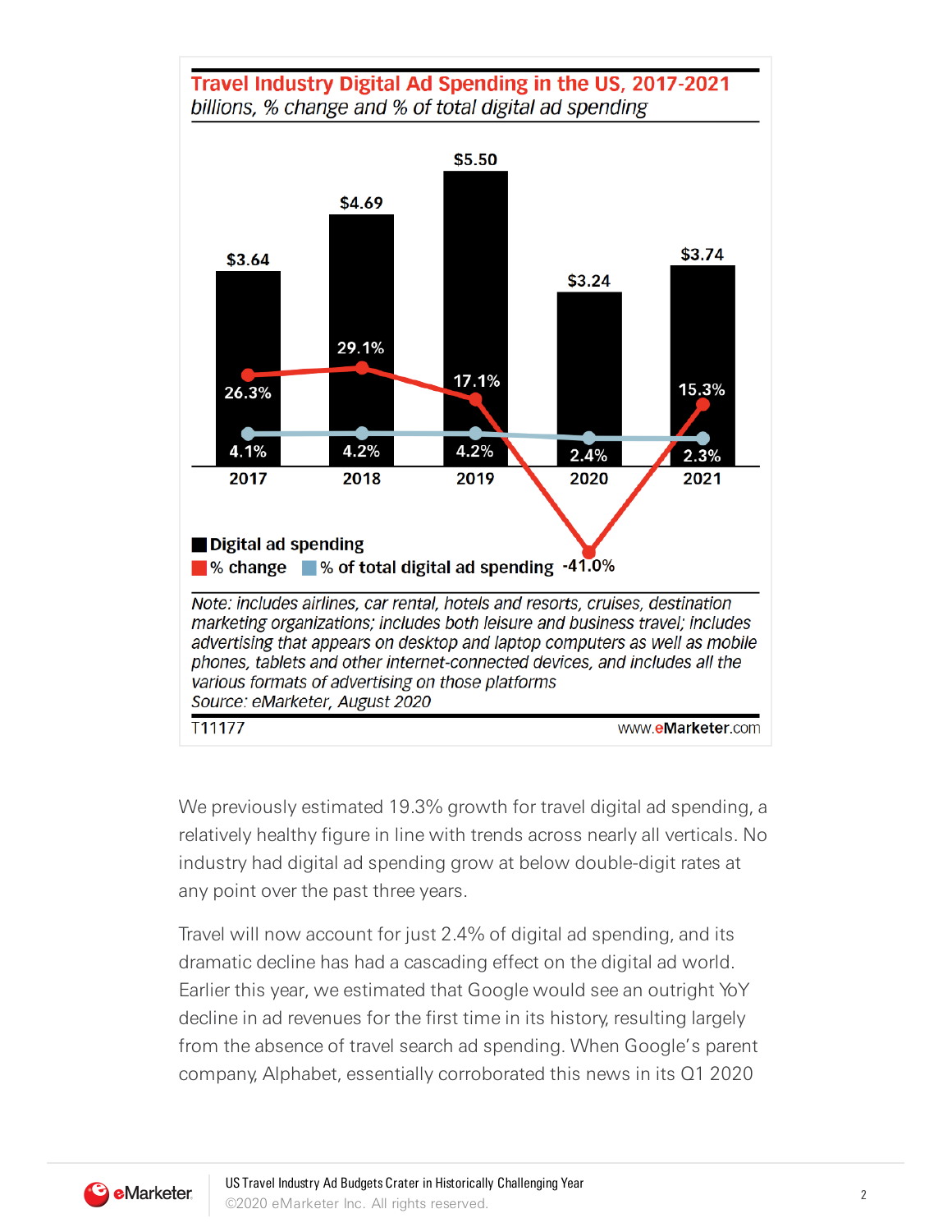## Travel Industry Digital Ad Spending in the US, 2017-2021

*billions, % change and % of total digital ad spending*

| | 2017 | 2018 | 2019 | 2020 | 2021 |
|---|---|---|---|---|---|
| Digital ad spending | $3.64 | $4.69 | $5.50 | $3.24 | $3.74 |
| % change | 26.3% | 29.1% | 17.1% | -41.0% | 15.3% |
| % of total digital ad spending | 4.1% | 4.2% | 4.2% | 2.4% | 2.3% |

*Note: includes airlines, car rental, hotels and resorts, cruises, destination marketing organizations; includes both leisure and business travel; includes advertising that appears on desktop and laptop computers as well as mobile phones, tablets and other internet-connected devices, and includes all the various formats of advertising on those platforms*
*Source: eMarketer, August 2020*

T11177 www.eMarketer.com

We previously estimated 19.3% growth for travel digital ad spending, a relatively healthy figure in line with trends across nearly all verticals. No industry had digital ad spending grow at below double-digit rates at any point over the past three years.

Travel will now account for just 2.4% of digital ad spending, and its dramatic decline has had a cascading effect on the digital ad world. Earlier this year, we estimated that Google would see an outright YoY decline in ad revenues for the first time in its history, resulting largely from the absence of travel search ad spending. When Google's parent company, Alphabet, essentially corroborated this news in its Q1 2020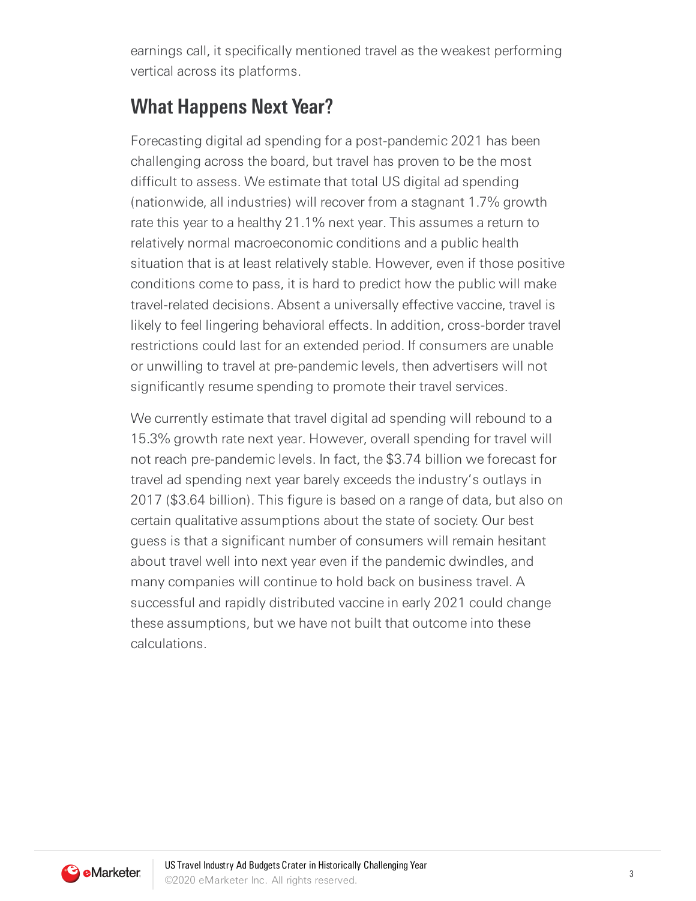earnings call, it specifically mentioned travel as the weakest performing vertical across its platforms.

## What Happens Next Year?

Forecasting digital ad spending for a post-pandemic 2021 has been challenging across the board, but travel has proven to be the most difficult to assess. We estimate that total US digital ad spending (nationwide, all industries) will recover from a stagnant 1.7% growth rate this year to a healthy 21.1% next year. This assumes a return to relatively normal macroeconomic conditions and a public health situation that is at least relatively stable. However, even if those positive conditions come to pass, it is hard to predict how the public will make travel-related decisions. Absent a universally effective vaccine, travel is likely to feel lingering behavioral effects. In addition, cross-border travel restrictions could last for an extended period. If consumers are unable or unwilling to travel at pre-pandemic levels, then advertisers will not significantly resume spending to promote their travel services.

We currently estimate that travel digital ad spending will rebound to a 15.3% growth rate next year. However, overall spending for travel will not reach pre-pandemic levels. In fact, the $3.74 billion we forecast for travel ad spending next year barely exceeds the industry's outlays in 2017 ($3.64 billion). This figure is based on a range of data, but also on certain qualitative assumptions about the state of society. Our best guess is that a significant number of consumers will remain hesitant about travel well into next year even if the pandemic dwindles, and many companies will continue to hold back on business travel. A successful and rapidly distributed vaccine in early 2021 could change these assumptions, but we have not built that outcome into these calculations.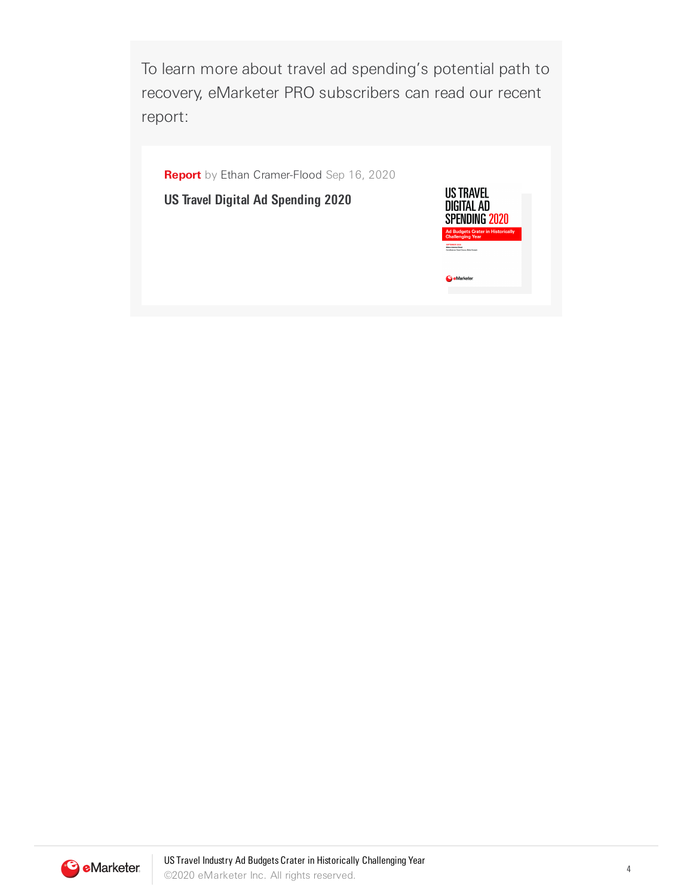To learn more about travel ad spending's potential path to recovery, eMarketer PRO subscribers can read our recent report:

**Report** by Ethan Cramer-Flood Sep 16, 2020

**US Travel Digital Ad Spending 2020**